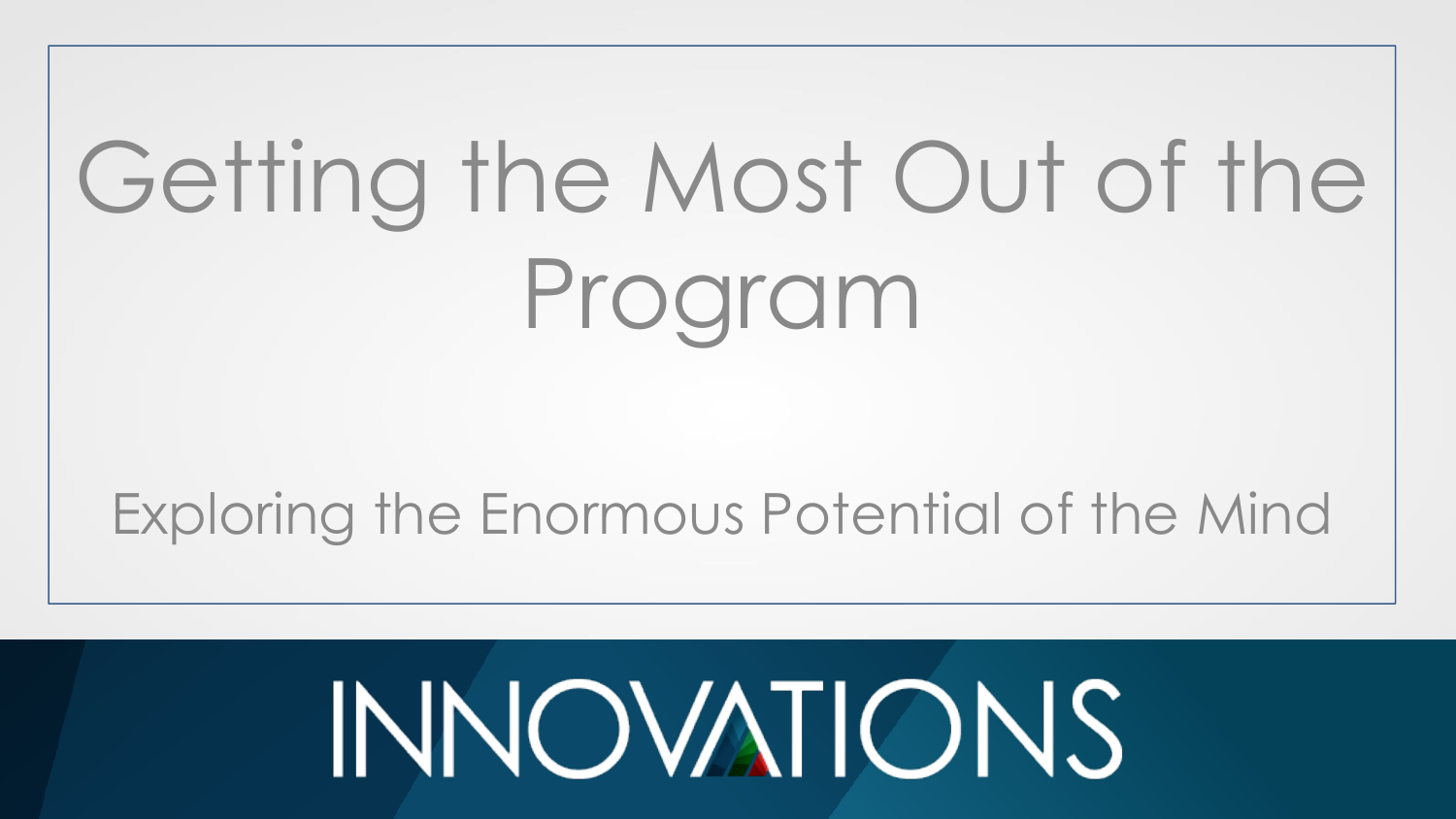# Getting the Most Out of the Program

Exploring the Enormous Potential of the Mind

INNOVATIONS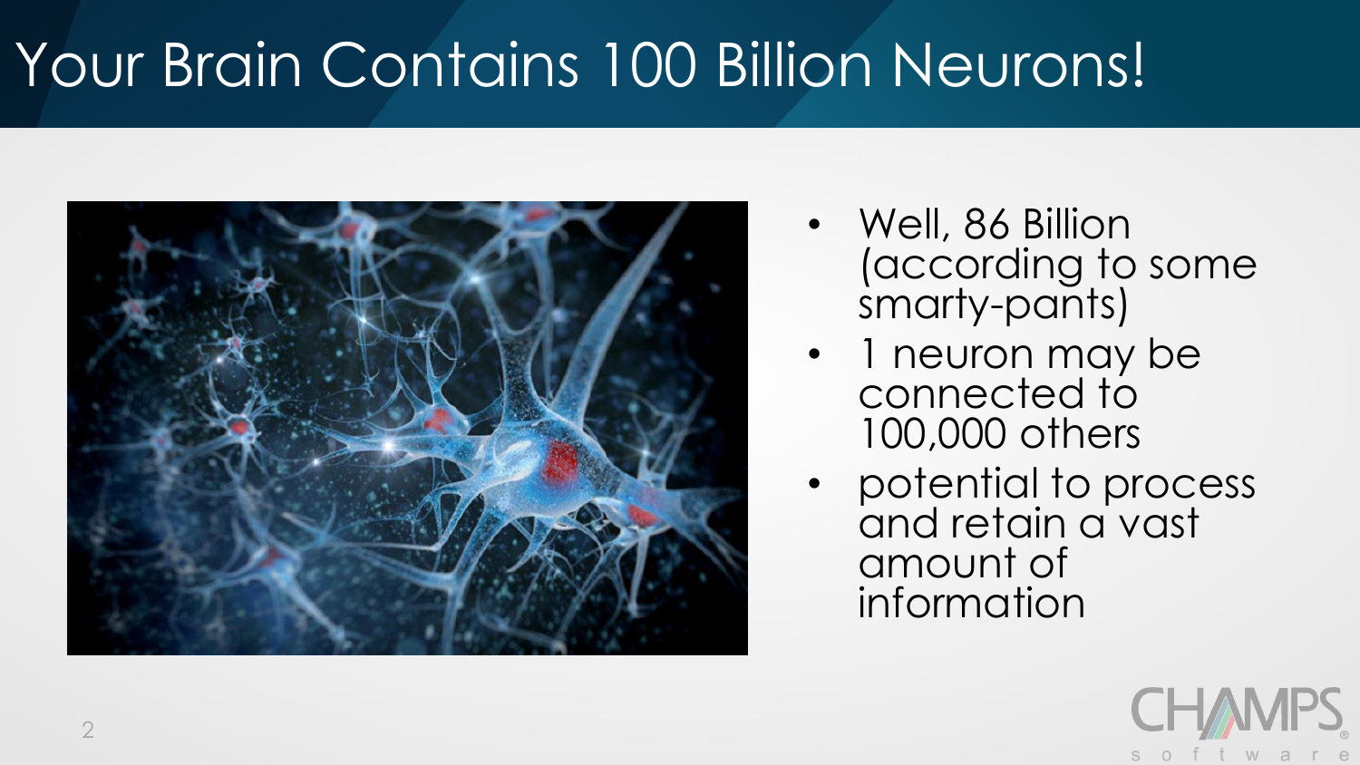# Your Brain Contains 100 Billion Neurons!

- Well, 86 Billion (according to some smarty-pants)
- 1 neuron may be connected to 100,000 others
- potential to process and retain a vast amount of information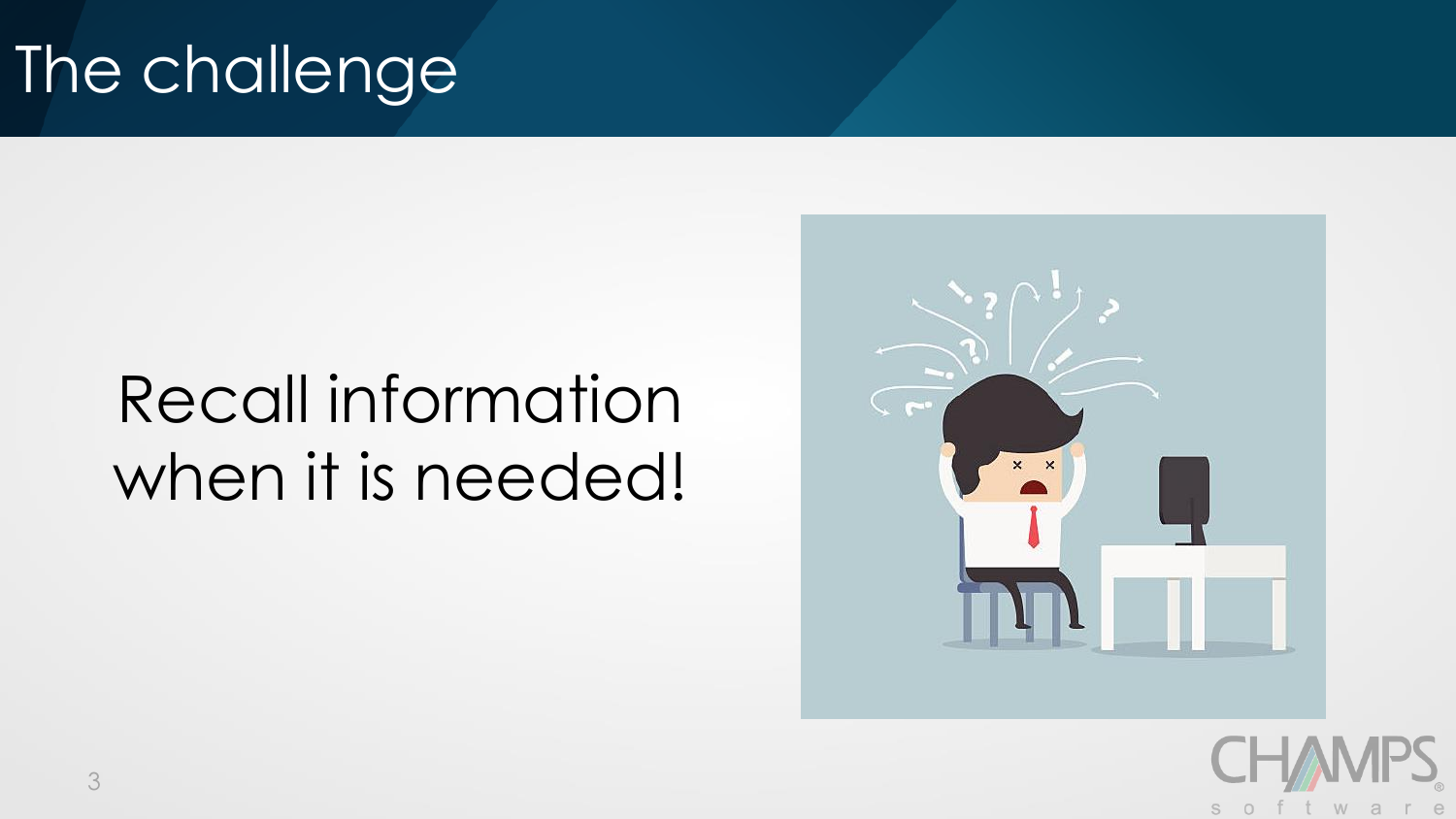# The challenge

Recall information when it is needed!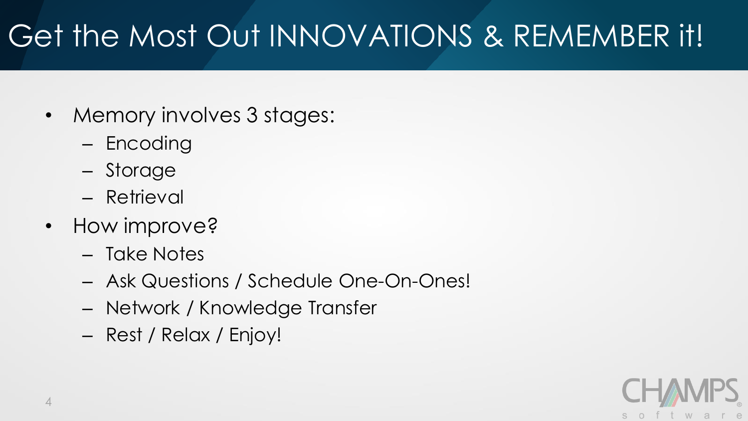# Get the Most Out INNOVATIONS & REMEMBER it!

- Memory involves 3 stages:
  - Encoding
  - Storage
  - Retrieval
- How improve?
  - Take Notes
  - Ask Questions / Schedule One-On-Ones!
  - Network / Knowledge Transfer
  - Rest / Relax / Enjoy!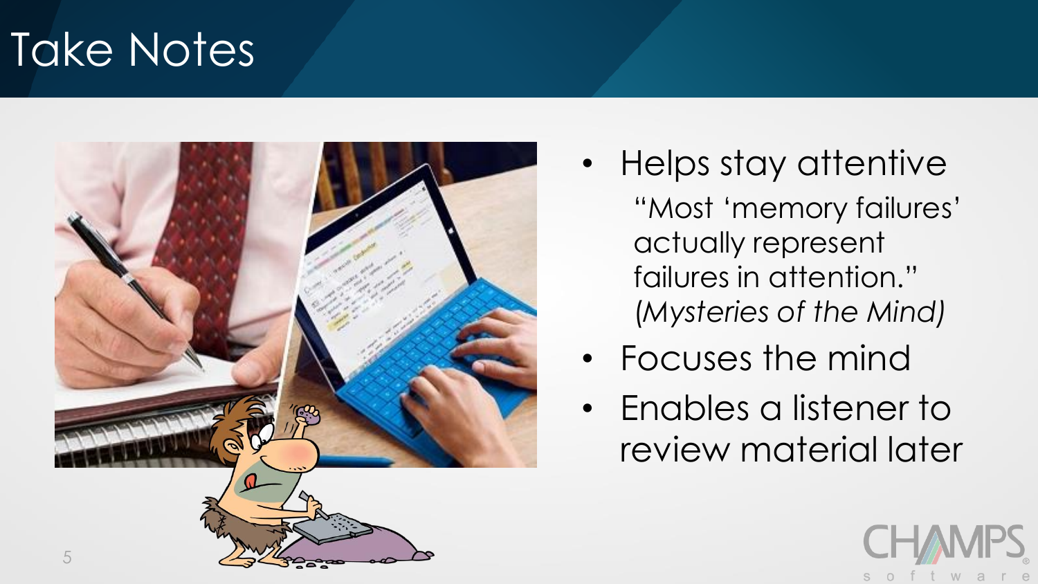# Take Notes

- Helps stay attentive

  "Most 'memory failures' actually represent failures in attention." (*Mysteries of the Mind)*

- Focuses the mind
- Enables a listener to review material later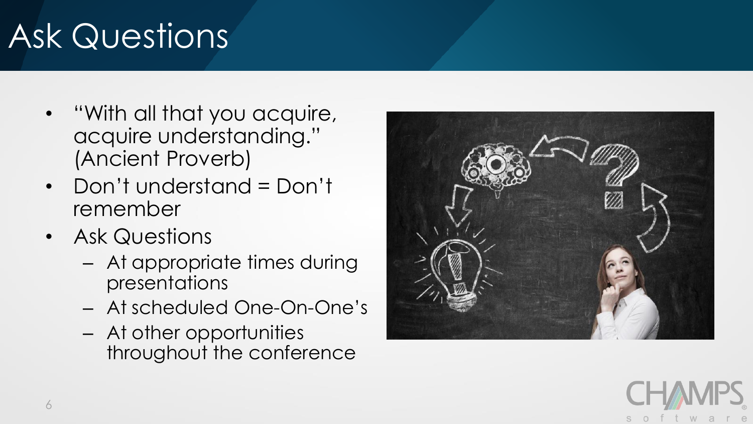# Ask Questions

- "With all that you acquire, acquire understanding." (Ancient Proverb)
- Don't understand = Don't remember
- Ask Questions
  - At appropriate times during presentations
  - At scheduled One-On-One's
  - At other opportunities throughout the conference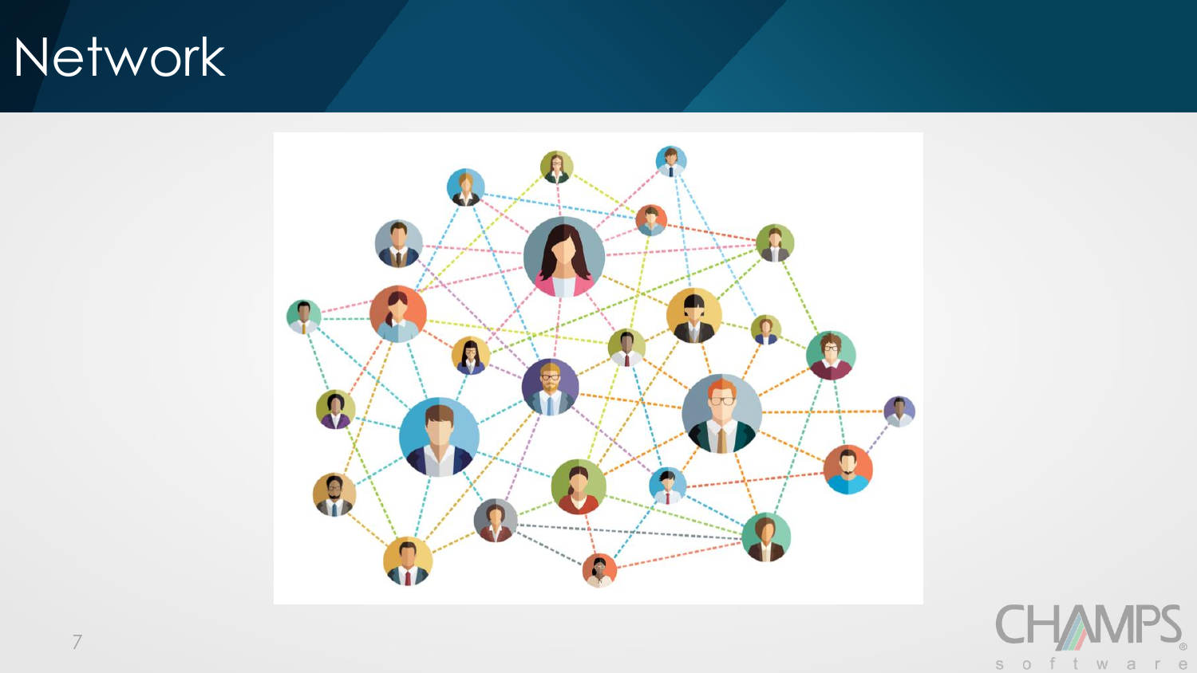# Network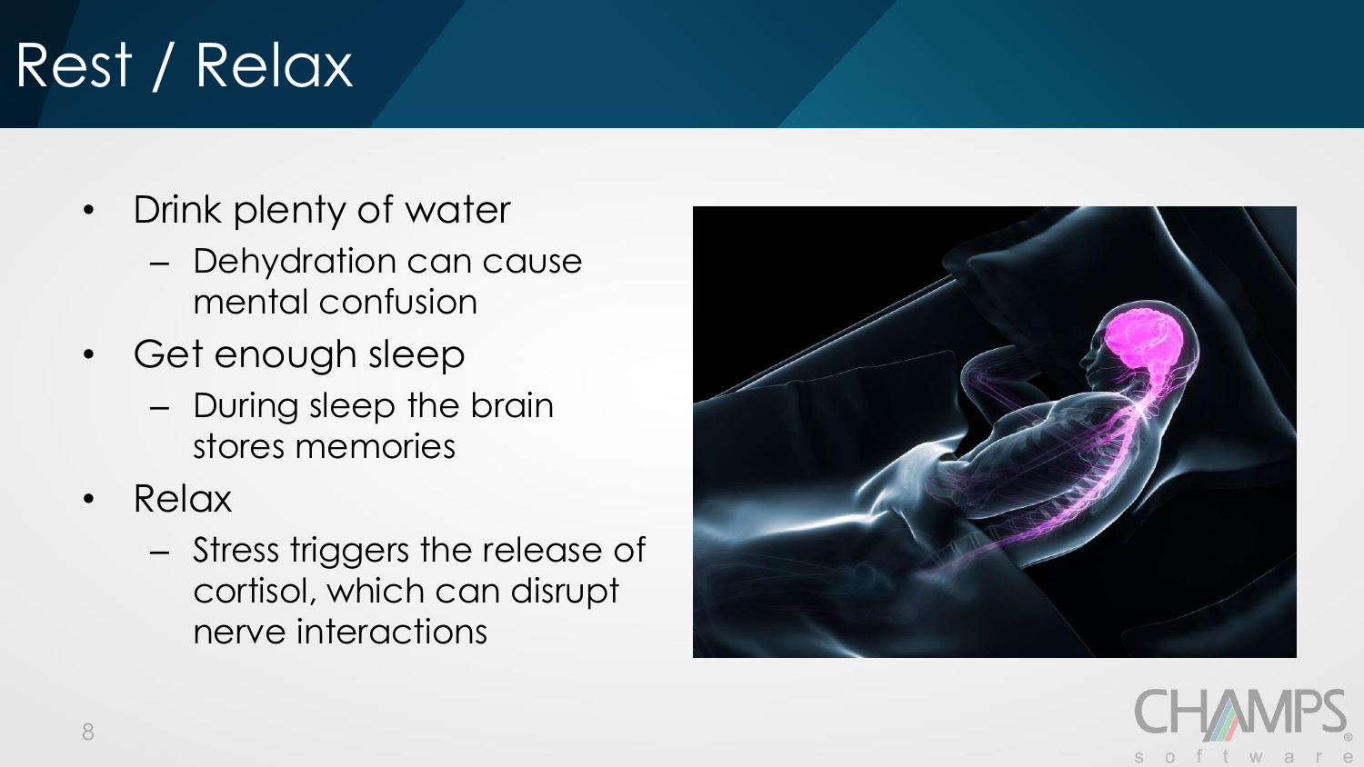# Rest / Relax

- Drink plenty of water
  - Dehydration can cause mental confusion
- Get enough sleep
  - During sleep the brain stores memories
- Relax
  - Stress triggers the release of cortisol, which can disrupt nerve interactions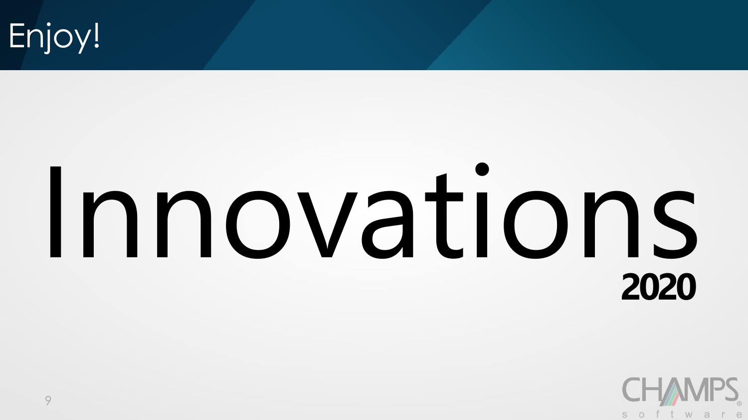# Enjoy!

# Innovations

**2020**

CHAMPS software